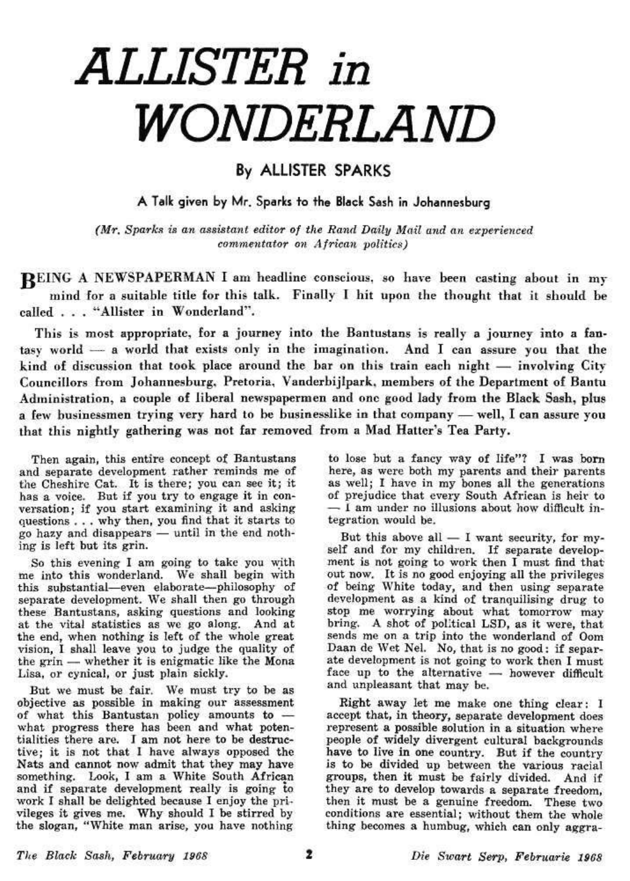# ALLISTER in WONDERLAND

## By ALLISTER SPARKS

### A Talk given by Mr. Sparks to the Black Sash in Johannesburg

*(Mr. Sparks is an assistant editor of the Rand Daily Mail and an experienced commentator on African politics)*

BEING A NEWSPAPERMAN I am headline conscious, so have been casting about in my mind for a suitable title for this talk. Finally I hit upon the thought that it should be called . . . "Allister in Wonderland".

This is most appropriate, for a journey into the Bantustans is really a journey into a fantasy world — a world that exists only in the imagination. And I can assure you that the kind of discussion that took place around the bar on this train each night — involving City Councillors from Johannesburg, Pretoria, Vanderbijlpark, members of the Department of Bantu Administration, a couple of liberal newspapermen and one good lady from the Black Sash, plus a few businessmen trying very hard to be businesslike in that company — well, I can assure you that this nightly gathering was not far removed from a Mad Hatter's Tea Party.

Then again, this entire concept of Bantustans and separate development rather reminds me of the Cheshire Cat. It is there; you can see it; it has a voice. But if you try to engage it in conversation; if you start examining it and asking questions . . . why then, you find that it starts to go hazy and disappears — until in the end nothing is left but its grin.

So this evening I am going to take you with me into this wonderland. We shall begin with this substantial—even elaborate—philosophy of separate development. We shall then go through these Bantustans, asking questions and looking at the vital statistics as we go along. And at the end, when nothing is left of the whole great vision, I shall leave you to judge the quality of the grin — whether it is enigmatic like the Mona Lisa, or cynical, or just plain sickly.

But we must be fair. We must try to be as objective as possible in making our assessment of what this Bantustan policy amounts to — what progress there has been and what potentialities there are. I am not here to be destructive; it is not that I have always opposed the Nats and cannot now admit that they may have something. Look, I am a White South African and if separate development really is going to work I shall be delighted because I enjoy the privileges it gives me. Why should I be stirred by the slogan, "White man arise, you have nothing to lose but a fancy way of life"? I was born here, as were both my parents and their parents as well; I have in my bones all the generations of prejudice that every South African is heir to — I am under no illusions about how difficult integration would be.

But this above all — I want security, for myself and for my children. If separate development is not going to work then I must find that out now. It is no good enjoying all the privileges of being White today, and then using separate development as a kind of tranquilising drug to stop me worrying about what tomorrow may bring. A shot of political LSD, as it were, that sends me on a trip into the wonderland of Oom Daan de Wet Nel. No, that is no good: if separate development is not going to work then I must face up to the alternative — however difficult and unpleasant that may be.

Right away let me make one thing clear: I accept that, in theory, separate development does represent a possible solution in a situation where people of widely divergent cultural backgrounds have to live in one country. But if the country is to be divided up between the various racial groups, then it must be fairly divided. And if they are to develop towards a separate freedom, then it must be a genuine freedom. These two conditions are essential; without them the whole thing becomes a humbug, which can only aggra-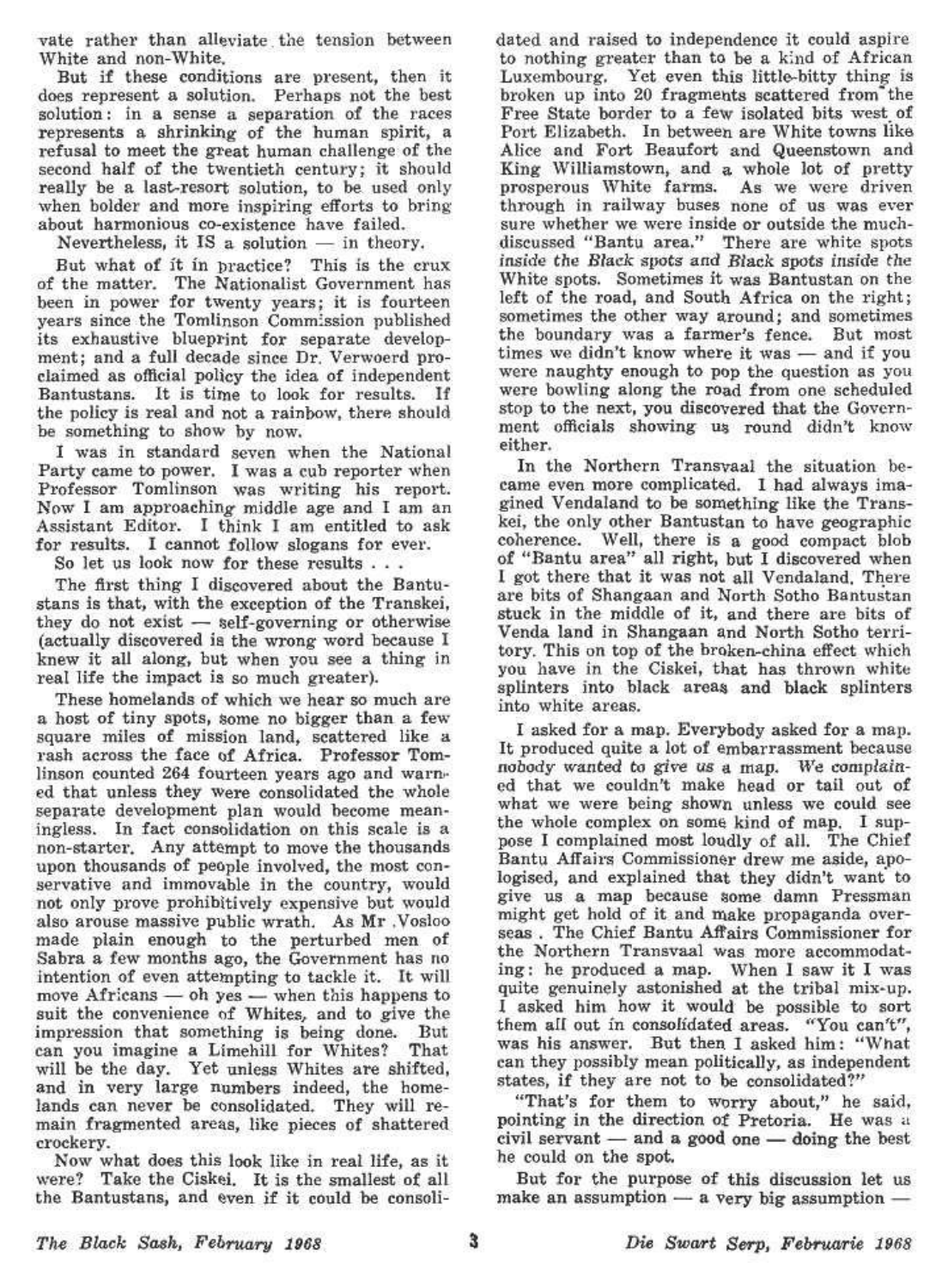vate rather than alleviate the tension between White and non-White.

But if these conditions are present, then it does represent a solution. Perhaps not the best solution: in a sense a separation of the races represents a shrinking of the human spirit, a refusal to meet the great human challenge of the second half of the twentieth century; it should really be a last-resort solution, to be used only when bolder and more inspiring efforts to bring about harmonious co-existence have failed.

Nevertheless, it IS a solution — in theory.

But what of it in practice? This is the crux of the matter. The Nationalist Government has been in power for twenty years; it is fourteen years since the Tomlinson Commission published its exhaustive blueprint for separate development; and a full decade since Dr. Verwoerd proclaimed as official policy the idea of independent Bantustans. It is time to look for results. If the policy is real and not a rainbow, there should be something to show by now.

I was in standard seven when the National Party came to power. I was a cub reporter when Professor Tomlinson was writing his report. Now I am approaching middle age and I am an Assistant Editor. I think I am entitled to ask for results. I cannot follow slogans for ever.

So let us look now for these results . . .

The first thing I discovered about the Bantustans is that, with the exception of the Transkei, they do not exist — self-governing or otherwise (actually discovered is the wrong word because I knew it all along, but when you see a thing in real life the impact is so much greater).

These homelands of which we hear so much are a host of tiny spots, some no bigger than a few square miles of mission land, scattered like a rash across the face of Africa. Professor Tomlinson counted 264 fourteen years ago and warned that unless they were consolidated the whole separate development plan would become meaningless. In fact consolidation on this scale is a non-starter. Any attempt to move the thousands upon thousands of people involved, the most conservative and immovable in the country, would not only prove prohibitively expensive but would also arouse massive public wrath. As Mr. Vosloo made plain enough to the perturbed men of Sabra a few months ago, the Government has no intention of even attempting to tackle it. It will move Africans — oh yes — when this happens to suit the convenience of Whites, and to give the impression that something is being done. But can you imagine a Limehill for Whites? That will be the day. Yet unless Whites are shifted, and in very large numbers indeed, the homelands can never be consolidated. They will remain fragmented areas, like pieces of shattered crockery.

Now what does this look like in real life, as it were? Take the Ciskei. It is the smallest of all the Bantustans, and even if it could be consolidated and raised to independence it could aspire to nothing greater than to be a kind of African Luxembourg. Yet even this little-bitty thing is broken up into 20 fragments scattered from the Free State border to a few isolated bits west of Port Elizabeth. In between are White towns like Alice and Fort Beaufort and Queenstown and King Williamstown, and a whole lot of pretty prosperous White farms. As we were driven through in railway buses none of us was ever sure whether we were inside or outside the much-discussed "Bantu area." There are white spots *inside the Black spots and Black spots inside the* White spots. Sometimes it was Bantustan on the left of the road, and South Africa on the right; sometimes the other way around; and sometimes the boundary was a farmer's fence. But most times we didn't know where it was — and if you were naughty enough to pop the question as you were bowling along the road from one scheduled stop to the next, you discovered that the Government officials showing us round didn't know either.

In the Northern Transvaal the situation became even more complicated. I had always imagined Vendaland to be something like the Transkei, the only other Bantustan to have geographic coherence. Well, there is a good compact blob of "Bantu area" all right, but I discovered when I got there that it was not all Vendaland. There are bits of Shangaan and North Sotho Bantustan stuck in the middle of it, and there are bits of Venda land in Shangaan and North Sotho territory. This on top of the broken-china effect which you have in the Ciskei, that has thrown white splinters into black areas and black splinters into white areas.

I asked for a map. Everybody asked for a map. It produced quite a lot of embarrassment because *nobody wanted to give us a map. We complained* that we couldn't make head or tail out of what we were being shown unless we could see the whole complex on some kind of map. I suppose I complained most loudly of all. The Chief Bantu Affairs Commissioner drew me aside, apologised, and explained that they didn't want to give us a map because some damn Pressman might get hold of it and make propaganda overseas. The Chief Bantu Affairs Commissioner for the Northern Transvaal was more accommodating: he produced a map. When I saw it I was quite genuinely astonished at the tribal mix-up. I asked him how it would be possible to sort them all out in consolidated areas. "You can't", was his answer. But then I asked him: "What can they possibly mean politically, as independent states, if they are not to be consolidated?"

"That's for them to worry about," he said, pointing in the direction of Pretoria. He was a civil servant — and a good one — doing the best he could on the spot.

But for the purpose of this discussion let us make an assumption — a very big assumption —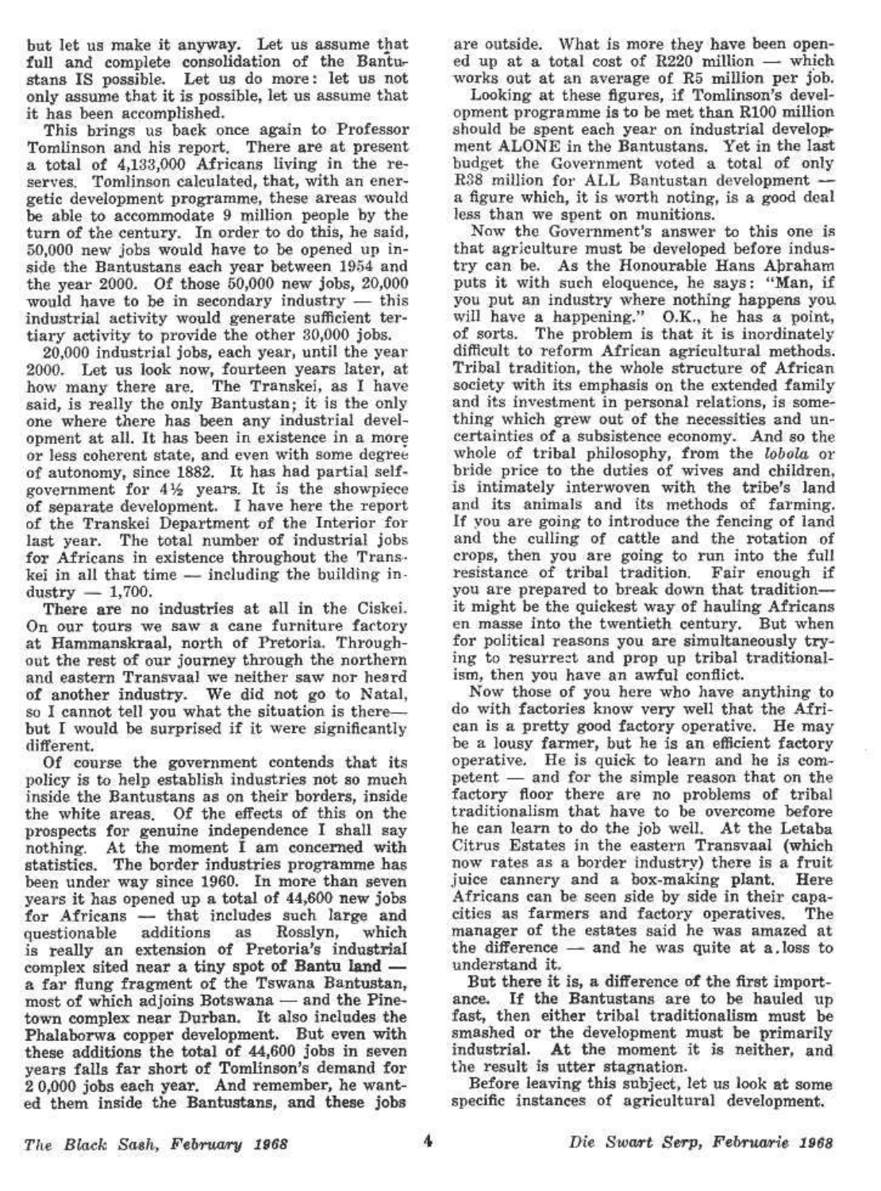but let us make it anyway. Let us assume that full and complete consolidation of the Bantustans IS possible. Let us do more: let us not only assume that it is possible, let us assume that it has been accomplished.

This brings us back once again to Professor Tomlinson and his report. There are at present a total of 4,133,000 Africans living in the reserves. Tomlinson calculated, that, with an energetic development programme, these areas would be able to accommodate 9 million people by the turn of the century. In order to do this, he said, 50,000 new jobs would have to be opened up inside the Bantustans each year between 1954 and the year 2000. Of those 50,000 new jobs, 20,000 would have to be in secondary industry — this industrial activity would generate sufficient tertiary activity to provide the other 30,000 jobs.

20,000 industrial jobs, each year, until the year 2000. Let us look now, fourteen years later, at how many there are. The Transkei, as I have said, is really the only Bantustan; it is the only one where there has been any industrial development at all. It has been in existence in a more or less coherent state, and even with some degree of autonomy, since 1882. It has had partial self-government for 4½ years. It is the showpiece of separate development. I have here the report of the Transkei Department of the Interior for last year. The total number of industrial jobs for Africans in existence throughout the Transkei in all that time — including the building industry — 1,700.

There are no industries at all in the Ciskei. On our tours we saw a cane furniture factory at Hammanskraal, north of Pretoria. Throughout the rest of our journey through the northern and eastern Transvaal we neither saw nor heard of another industry. We did not go to Natal, so I cannot tell you what the situation is there— but I would be surprised if it were significantly different.

Of course the government contends that its policy is to help establish industries not so much inside the Bantustans as on their borders, inside the white areas. Of the effects of this on the prospects for genuine independence I shall say nothing. At the moment I am concerned with statistics. The border industries programme has been under way since 1960. In more than seven years it has opened up a total of 44,600 new jobs for Africans — that includes such large and questionable additions as Rosslyn, which is really an extension of Pretoria's industrial complex sited near a tiny spot of Bantu land — a far flung fragment of the Tswana Bantustan, most of which adjoins Botswana — and the Pinetown complex near Durban. It also includes the Phalaborwa copper development. But even with these additions the total of 44,600 jobs in seven years falls far short of Tomlinson's demand for 2 0,000 jobs each year. And remember, he wanted them inside the Bantustans, and these jobs are outside. What is more they have been opened up at a total cost of R220 million — which works out at an average of R5 million per job.

Looking at these figures, if Tomlinson's development programme is to be met than R100 million should be spent each year on industrial development ALONE in the Bantustans. Yet in the last budget the Government voted a total of only R38 million for ALL Bantustan development — a figure which, it is worth noting, is a good deal less than we spent on munitions.

Now the Government's answer to this one is that agriculture must be developed before industry can be. As the Honourable Hans Abraham puts it with such eloquence, he says: "Man, if you put an industry where nothing happens you will have a happening." O.K., he has a point, of sorts. The problem is that it is inordinately difficult to reform African agricultural methods. Tribal tradition, the whole structure of African society with its emphasis on the extended family and its investment in personal relations, is something which grew out of the necessities and uncertainties of a subsistence economy. And so the whole of tribal philosophy, from the *lobola* or bride price to the duties of wives and children, is intimately interwoven with the tribe's land and its animals and its methods of farming. If you are going to introduce the fencing of land and the culling of cattle and the rotation of crops, then you are going to run into the full resistance of tribal tradition. Fair enough if you are prepared to break down that tradition— it might be the quickest way of hauling Africans en masse into the twentieth century. But when for political reasons you are simultaneously trying to resurrect and prop up tribal traditionalism, then you have an awful conflict.

Now those of you here who have anything to do with factories know very well that the African is a pretty good factory operative. He may be a lousy farmer, but he is an efficient factory operative. He is quick to learn and he is competent — and for the simple reason that on the factory floor there are no problems of tribal traditionalism that have to be overcome before he can learn to do the job well. At the Letaba Citrus Estates in the eastern Transvaal (which now rates as a border industry) there is a fruit juice cannery and a box-making plant. Here Africans can be seen side by side in their capacities as farmers and factory operatives. The manager of the estates said he was amazed at the difference — and he was quite at a loss to understand it.

But there it is, a difference of the first importance. If the Bantustans are to be hauled up fast, then either tribal traditionalism must be smashed or the development must be primarily industrial. At the moment it is neither, and the result is utter stagnation.

Before leaving this subject, let us look at some specific instances of agricultural development.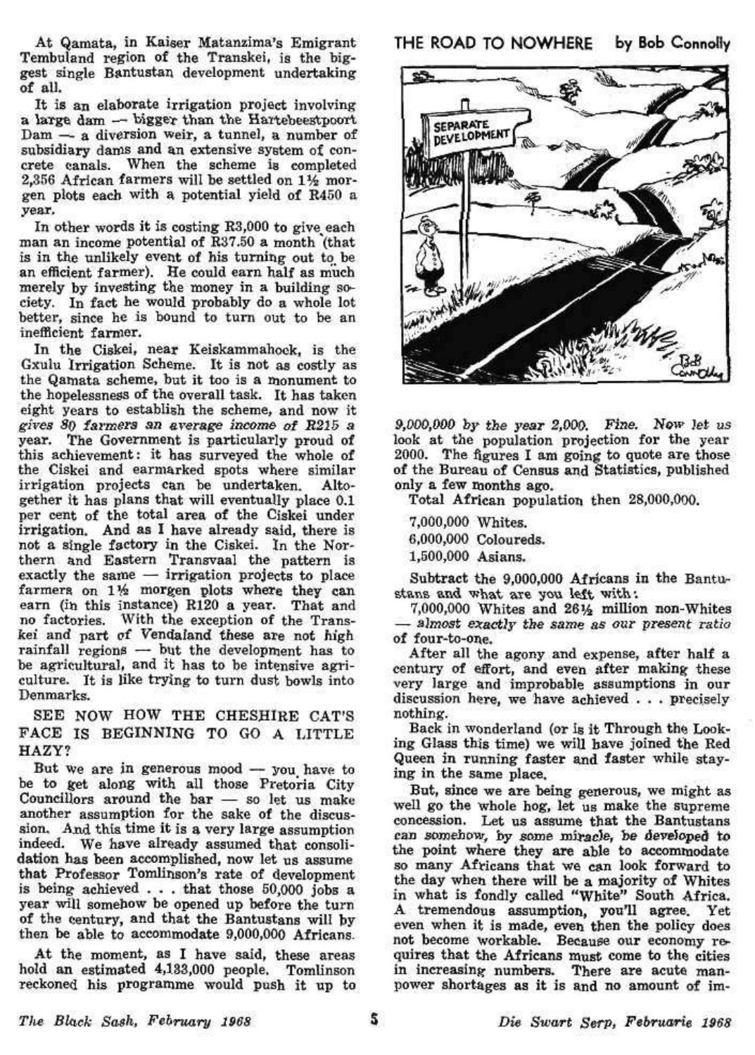At Qamata, in Kaiser Matanzima's Emigrant Tembuland region of the Transkei, is the biggest single Bantustan development undertaking of all.

It is an elaborate irrigation project involving a large dam — bigger than the Hartebeestpoort Dam — a diversion weir, a tunnel, a number of subsidiary dams and an extensive system of concrete canals. When the scheme is completed 2,356 African farmers will be settled on 1½ morgen plots each with a potential yield of R450 a year.

In other words it is costing R3,000 to give each man an income potential of R37.50 a month (that is in the unlikely event of his turning out to be an efficient farmer). He could earn half as much merely by investing the money in a building society. In fact he would probably do a whole lot better, since he is bound to turn out to be an inefficient farmer.

In the Ciskei, near Keiskammahoek, is the Gxulu Irrigation Scheme. It is not as costly as the Qamata scheme, but it too is a monument to the hopelessness of the overall task. It has taken eight years to establish the scheme, and now it *gives 80 farmers an average income of R215 a year.* The Government is particularly proud of this achievement: it has surveyed the whole of the Ciskei and earmarked spots where similar irrigation projects can be undertaken. Altogether it has plans that will eventually place 0.1 per cent of the total area of the Ciskei under irrigation. And as I have already said, there is not a single factory in the Ciskei. In the Northern and Eastern Transvaal the pattern is exactly the same — irrigation projects to place farmers on 1½ morgen plots where they can earn (in this instance) R120 a year. That and no factories. With the exception of the Transkei and part of Vendaland these are not high rainfall regions — but the development has to be agricultural, and it has to be intensive agriculture. It is like trying to turn dust bowls into Denmarks.

## SEE NOW HOW THE CHESHIRE CAT'S FACE IS BEGINNING TO GO A LITTLE HAZY?

But we are in generous mood — you have to be to get along with all those Pretoria City Councillors around the bar — so let us make another assumption for the sake of the discussion. And this time it is a very large assumption indeed. We have already assumed that consolidation has been accomplished, now let us assume that Professor Tomlinson's rate of development is being achieved . . . that those 50,000 jobs a year will somehow be opened up before the turn of the century, and that the Bantustans will by then be able to accommodate 9,000,000 Africans.

At the moment, as I have said, these areas hold an estimated 4,133,000 people. Tomlinson reckoned his programme would push it up to *9,000,000 by the year 2,000. Fine. Now* let us look at the population projection for the year 2000. The figures I am going to quote are those of the Bureau of Census and Statistics, published only a few months ago.

**THE ROAD TO NOWHERE** by Bob Connolly

Total African population then 28,000,000.

7,000,000 Whites.
6,000,000 Coloureds.
1,500,000 Asians.

Subtract the 9,000,000 Africans in the Bantustans and what are you left with:

7,000,000 Whites and 26½ million non-Whites — *almost exactly the same as our present ratio* of four-to-one.

After all the agony and expense, after half a century of effort, and even after making these very large and improbable assumptions in our discussion here, we have achieved . . . precisely nothing.

Back in wonderland (or is it Through the Looking Glass this time) we will have joined the Red Queen in running faster and faster while staying in the same place.

But, since we are being generous, we might as well go the whole hog, let us make the supreme concession. Let us assume that the Bantustans *can somehow, by some miracle, be developed* to the point where they are able to accommodate so many Africans that we can look forward to the day when there will be a majority of Whites in what is fondly called "White" South Africa. A tremendous assumption, you'll agree. Yet even when it is made, even then the policy does not become workable. Because our economy requires that the Africans must come to the cities in increasing numbers. There are acute manpower shortages as it is and no amount of im-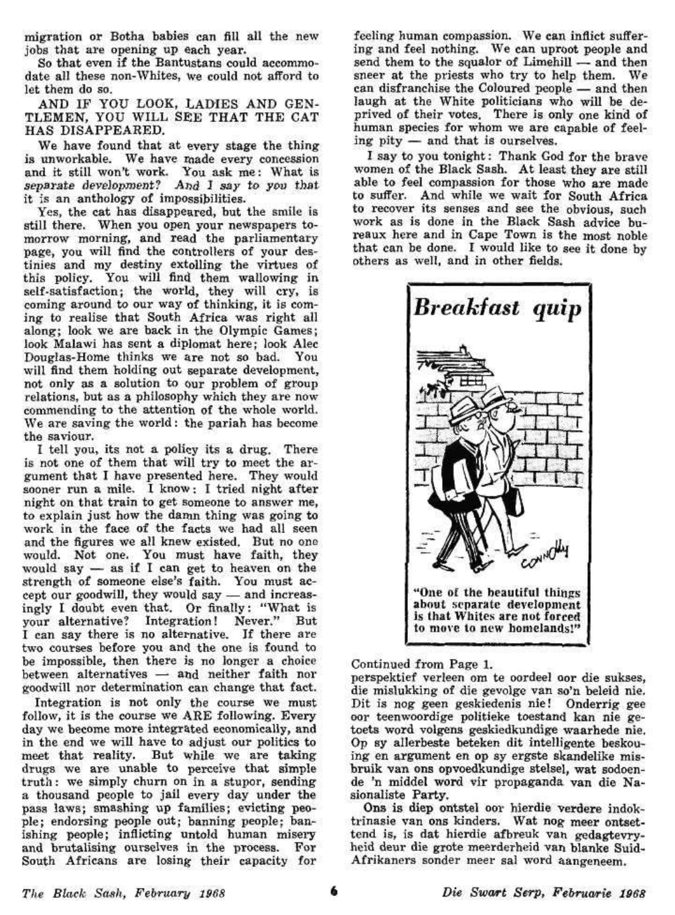migration or Botha babies can fill all the new jobs that are opening up each year.

So that even if the Bantustans could accommodate all these non-Whites, we could not afford to let them do so.

AND IF YOU LOOK, LADIES AND GENTLEMEN, YOU WILL SEE THAT THE CAT HAS DISAPPEARED.

We have found that at every stage the thing is unworkable. We have made every concession and it still won't work. You ask me: What is *separate development? And I say to you that* it is an anthology of impossibilities.

Yes, the cat has disappeared, but the smile is still there. When you open your newspapers tomorrow morning, and read the parliamentary page, you will find the controllers of your destinies and my destiny extolling the virtues of this policy. You will find them wallowing in self-satisfaction; the world, they will cry, is coming around to our way of thinking, it is coming to realise that South Africa was right all along; look we are back in the Olympic Games; look Malawi has sent a diplomat here; look Alec Douglas-Home thinks we are not so bad. You will find them holding out separate development, not only as a solution to our problem of group relations, but as a philosophy which they are now commending to the attention of the whole world. We are saving the world: the pariah has become the saviour.

I tell you, its not a policy its a drug. There is not one of them that will try to meet the argument that I have presented here. They would sooner run a mile. I know: I tried night after night on that train to get someone to answer me, to explain just how the damn thing was going to work in the face of the facts we had all seen and the figures we all knew existed. But no one would. Not one. You must have faith, they would say — as if I can get to heaven on the strength of someone else's faith. You must accept our goodwill, they would say — and increasingly I doubt even that. Or finally: "What is your alternative? Integration! Never." But I can say there is no alternative. If there are two courses before you and the one is found to be impossible, then there is no longer a choice between alternatives — and neither faith nor goodwill nor determination can change that fact.

Integration is not only the course we must follow, it is the course we ARE following. Every day we become more integrated economically, and in the end we will have to adjust our politics to meet that reality. But while we are taking drugs we are unable to perceive that simple truth: we simply churn on in a stupor, sending a thousand people to jail every day under the pass laws; smashing up families; evicting people; endorsing people out; banning people; banishing people; inflicting untold human misery and brutalising ourselves in the process. For South Africans are losing their capacity for feeling human compassion. We can inflict suffering and feel nothing. We can uproot people and send them to the squalor of Limehill — and then sneer at the priests who try to help them. We can disfranchise the Coloured people — and then laugh at the White politicians who will be deprived of their votes. There is only one kind of human species for whom we are capable of feeling pity — and that is ourselves.

I say to you tonight: Thank God for the brave women of the Black Sash. At least they are still able to feel compassion for those who are made to suffer. And while we wait for South Africa to recover its senses and see the obvious, such work as is done in the Black Sash advice bureaux here and in Cape Town is the most noble that can be done. I would like to see it done by others as well, and in other fields.

## *Breakfast quip*

"One of the beautiful things about separate development is that Whites are not forced to move to new homelands!"

Continued from Page 1.

perspektief verleen om te oordeel oor die sukses, die mislukking of die gevolge van so'n beleid nie. Dit is nog geen geskiedenis nie! Onderrig gee oor teenwoordige politieke toestand kan nie getoets word volgens geskiedkundige waarhede nie. Op sy allerbeste beteken dit intelligente beskouing en argument en op sy ergste skandelike misbruik van ons opvoedkundige stelsel, wat sodoende 'n middel word vir propaganda van die Nasionaliste Party.

Ons is diep ontstel oor hierdie verdere indoktrinasie van ons kinders. Wat nog meer ontsettend is, is dat hierdie afbreuk van gedagtevryheid deur die grote meerderheid van blanke Suid-Afrikaners sonder meer sal word aangeneem.